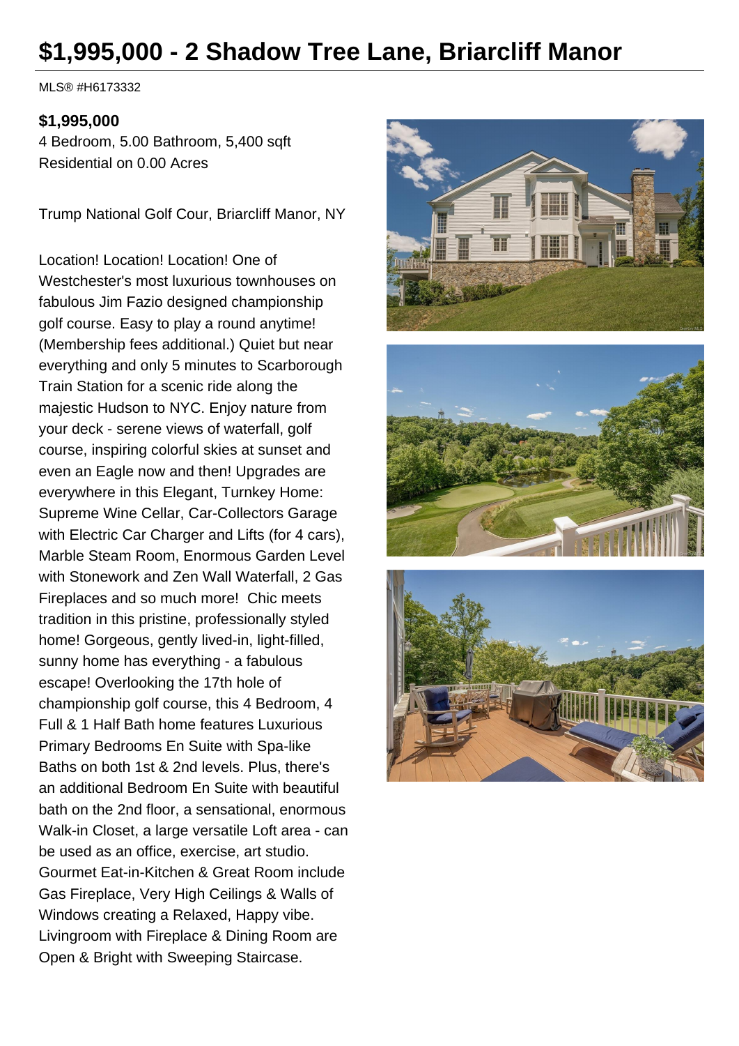# $1,995,000 - 2 Shadow Tree Lane, Briarcliff Manor

MLS® #H6173332

**$1,995,000**

4 Bedroom, 5.00 Bathroom, 5,400 sqft

Residential on 0.00 Acres

Trump National Golf Cour, Briarcliff Manor, NY

Location! Location! Location! One of Westchester's most luxurious townhouses on fabulous Jim Fazio designed championship golf course. Easy to play a round anytime! (Membership fees additional.) Quiet but near everything and only 5 minutes to Scarborough Train Station for a scenic ride along the majestic Hudson to NYC. Enjoy nature from your deck - serene views of waterfall, golf course, inspiring colorful skies at sunset and even an Eagle now and then! Upgrades are everywhere in this Elegant, Turnkey Home: Supreme Wine Cellar, Car-Collectors Garage with Electric Car Charger and Lifts (for 4 cars), Marble Steam Room, Enormous Garden Level with Stonework and Zen Wall Waterfall, 2 Gas Fireplaces and so much more! Chic meets tradition in this pristine, professionally styled home! Gorgeous, gently lived-in, light-filled, sunny home has everything - a fabulous escape! Overlooking the 17th hole of championship golf course, this 4 Bedroom, 4 Full & 1 Half Bath home features Luxurious Primary Bedrooms En Suite with Spa-like Baths on both 1st & 2nd levels. Plus, there's an additional Bedroom En Suite with beautiful bath on the 2nd floor, a sensational, enormous Walk-in Closet, a large versatile Loft area - can be used as an office, exercise, art studio. Gourmet Eat-in-Kitchen & Great Room include Gas Fireplace, Very High Ceilings & Walls of Windows creating a Relaxed, Happy vibe. Livingroom with Fireplace & Dining Room are Open & Bright with Sweeping Staircase.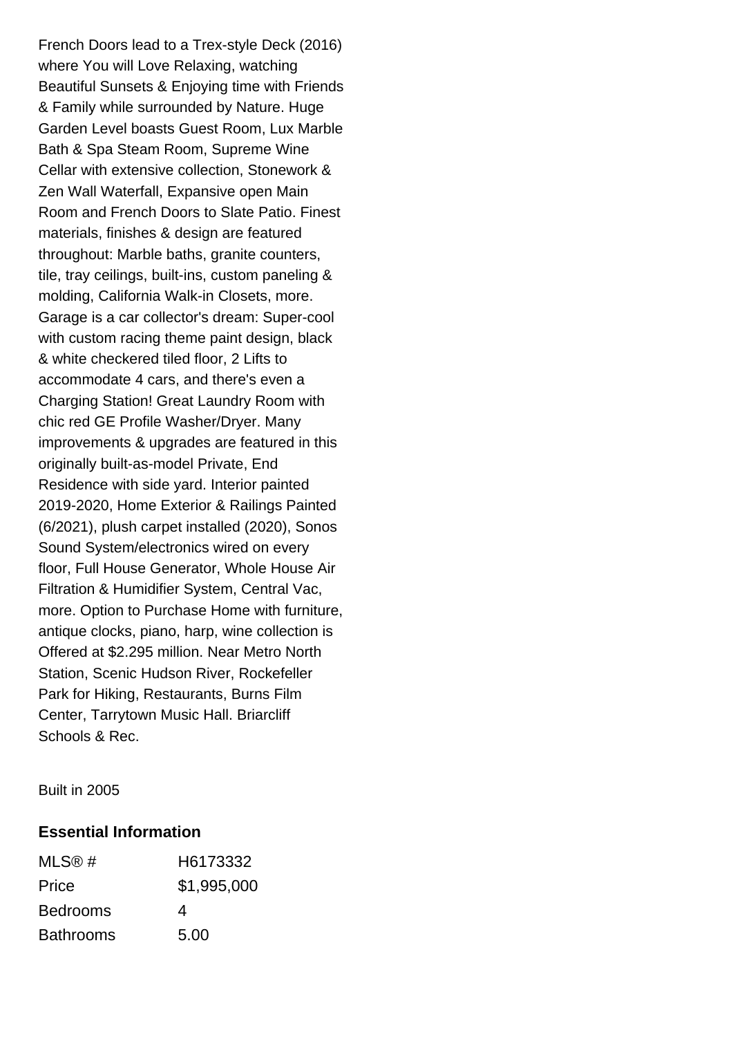French Doors lead to a Trex-style Deck (2016) where You will Love Relaxing, watching Beautiful Sunsets & Enjoying time with Friends & Family while surrounded by Nature. Huge Garden Level boasts Guest Room, Lux Marble Bath & Spa Steam Room, Supreme Wine Cellar with extensive collection, Stonework & Zen Wall Waterfall, Expansive open Main Room and French Doors to Slate Patio. Finest materials, finishes & design are featured throughout: Marble baths, granite counters, tile, tray ceilings, built-ins, custom paneling & molding, California Walk-in Closets, more. Garage is a car collector's dream: Super-cool with custom racing theme paint design, black & white checkered tiled floor, 2 Lifts to accommodate 4 cars, and there's even a Charging Station! Great Laundry Room with chic red GE Profile Washer/Dryer. Many improvements & upgrades are featured in this originally built-as-model Private, End Residence with side yard. Interior painted 2019-2020, Home Exterior & Railings Painted (6/2021), plush carpet installed (2020), Sonos Sound System/electronics wired on every floor, Full House Generator, Whole House Air Filtration & Humidifier System, Central Vac, more. Option to Purchase Home with furniture, antique clocks, piano, harp, wine collection is Offered at $2.295 million. Near Metro North Station, Scenic Hudson River, Rockefeller Park for Hiking, Restaurants, Burns Film Center, Tarrytown Music Hall. Briarcliff Schools & Rec.

Built in 2005

### Essential Information

| | |
|---|---|
| MLS® # | H6173332 |
| Price | $1,995,000 |
| Bedrooms | 4 |
| Bathrooms | 5.00 |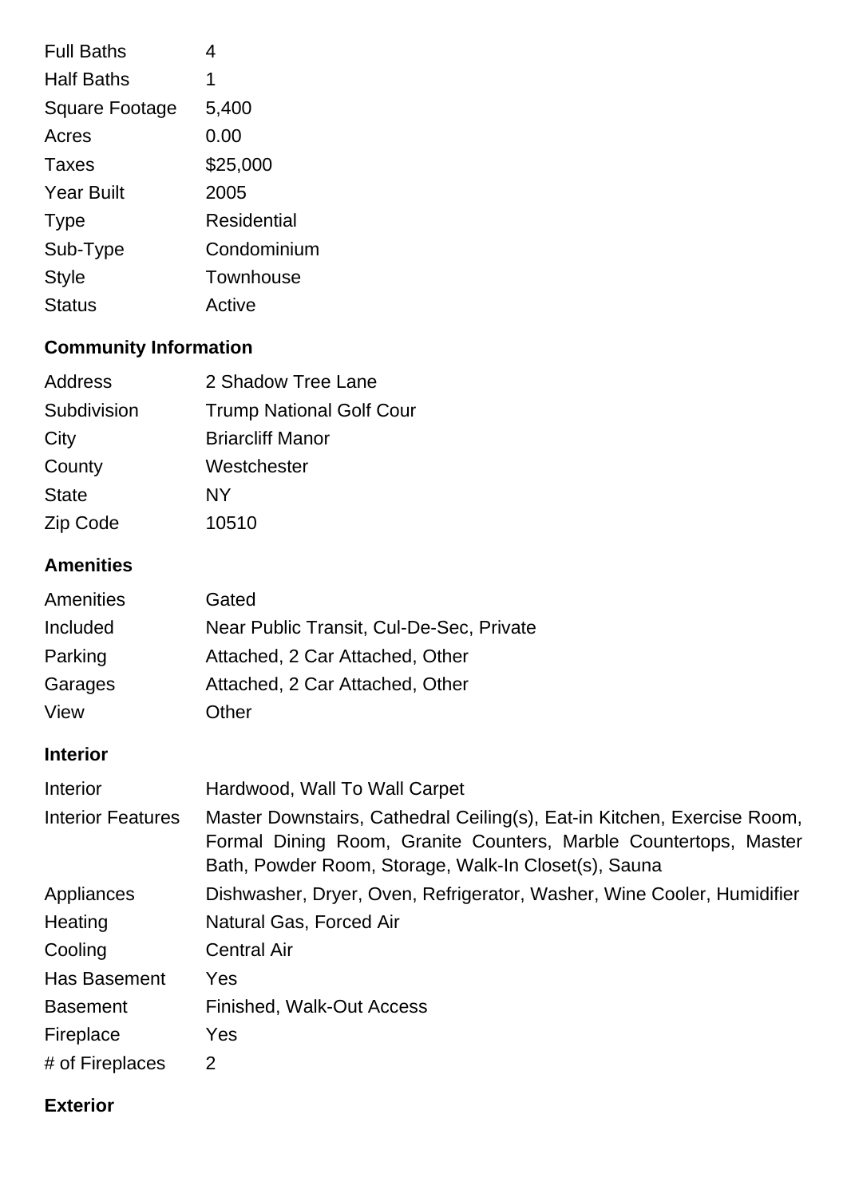| | |
|---|---|
| Full Baths | 4 |
| Half Baths | 1 |
| Square Footage | 5,400 |
| Acres | 0.00 |
| Taxes | $25,000 |
| Year Built | 2005 |
| Type | Residential |
| Sub-Type | Condominium |
| Style | Townhouse |
| Status | Active |

## Community Information

| | |
|---|---|
| Address | 2 Shadow Tree Lane |
| Subdivision | Trump National Golf Cour |
| City | Briarcliff Manor |
| County | Westchester |
| State | NY |
| Zip Code | 10510 |

## Amenities

| | |
|---|---|
| Amenities | Gated |
| Included | Near Public Transit, Cul-De-Sec, Private |
| Parking | Attached, 2 Car Attached, Other |
| Garages | Attached, 2 Car Attached, Other |
| View | Other |

## Interior

| | |
|---|---|
| Interior | Hardwood, Wall To Wall Carpet |
| Interior Features | Master Downstairs, Cathedral Ceiling(s), Eat-in Kitchen, Exercise Room, Formal Dining Room, Granite Counters, Marble Countertops, Master Bath, Powder Room, Storage, Walk-In Closet(s), Sauna |
| Appliances | Dishwasher, Dryer, Oven, Refrigerator, Washer, Wine Cooler, Humidifier |
| Heating | Natural Gas, Forced Air |
| Cooling | Central Air |
| Has Basement | Yes |
| Basement | Finished, Walk-Out Access |
| Fireplace | Yes |
| # of Fireplaces | 2 |

## Exterior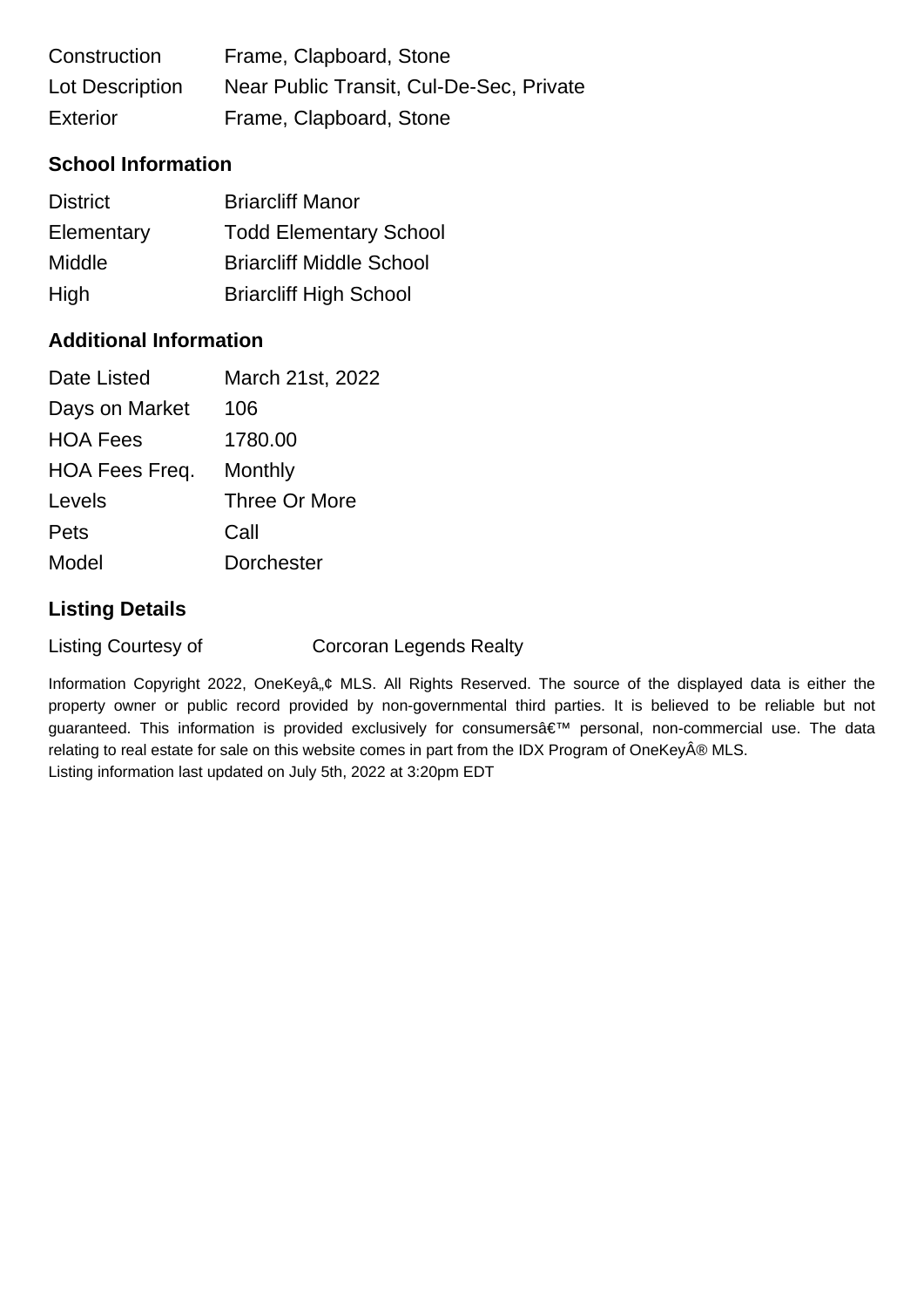| | |
|---|---|
| Construction | Frame, Clapboard, Stone |
| Lot Description | Near Public Transit, Cul-De-Sec, Private |
| Exterior | Frame, Clapboard, Stone |

### School Information

| | |
|---|---|
| District | Briarcliff Manor |
| Elementary | Todd Elementary School |
| Middle | Briarcliff Middle School |
| High | Briarcliff High School |

### Additional Information

| | |
|---|---|
| Date Listed | March 21st, 2022 |
| Days on Market | 106 |
| HOA Fees | 1780.00 |
| HOA Fees Freq. | Monthly |
| Levels | Three Or More |
| Pets | Call |
| Model | Dorchester |

### Listing Details

| | |
|---|---|
| Listing Courtesy of | Corcoran Legends Realty |

Information Copyright 2022, OneKeyâ„¢ MLS. All Rights Reserved. The source of the displayed data is either the property owner or public record provided by non-governmental third parties. It is believed to be reliable but not guaranteed. This information is provided exclusively for consumersâ€™ personal, non-commercial use. The data relating to real estate for sale on this website comes in part from the IDX Program of OneKeyÂ® MLS.
Listing information last updated on July 5th, 2022 at 3:20pm EDT